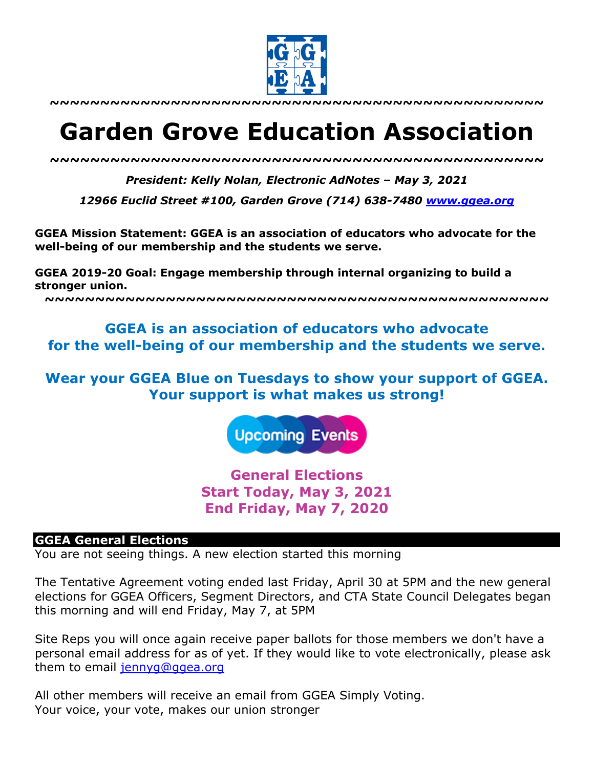~~~~~~~~~~~~~~~~~~~~~~~~~~~~~~~~~~~~~~~~~~~~~~~~~

# Garden Grove Education Association

~~~~~~~~~~~~~~~~~~~~~~~~~~~~~~~~~~~~~~~~~~~~~~~~~

***President: Kelly Nolan, Electronic AdNotes – May 3, 2021***

***12966 Euclid Street #100, Garden Grove (714) 638-7480 [www.ggea.org](http://www.ggea.org)***

**GGEA Mission Statement: GGEA is an association of educators who advocate for the well-being of our membership and the students we serve.**

**GGEA 2019-20 Goal: Engage membership through internal organizing to build a stronger union.**

~~~~~~~~~~~~~~~~~~~~~~~~~~~~~~~~~~~~~~~~~~~~~~~~~

**GGEA is an association of educators who advocate for the well-being of our membership and the students we serve.**

**Wear your GGEA Blue on Tuesdays to show your support of GGEA. Your support is what makes us strong!**

Upcoming Events

**General Elections**
**Start Today, May 3, 2021**
**End Friday, May 7, 2020**

## GGEA General Elections

You are not seeing things. A new election started this morning

The Tentative Agreement voting ended last Friday, April 30 at 5PM and the new general elections for GGEA Officers, Segment Directors, and CTA State Council Delegates began this morning and will end Friday, May 7, at 5PM

Site Reps you will once again receive paper ballots for those members we don't have a personal email address for as of yet. If they would like to vote electronically, please ask them to email [jennyg@ggea.org](mailto:jennyg@ggea.org)

All other members will receive an email from GGEA Simply Voting.
Your voice, your vote, makes our union stronger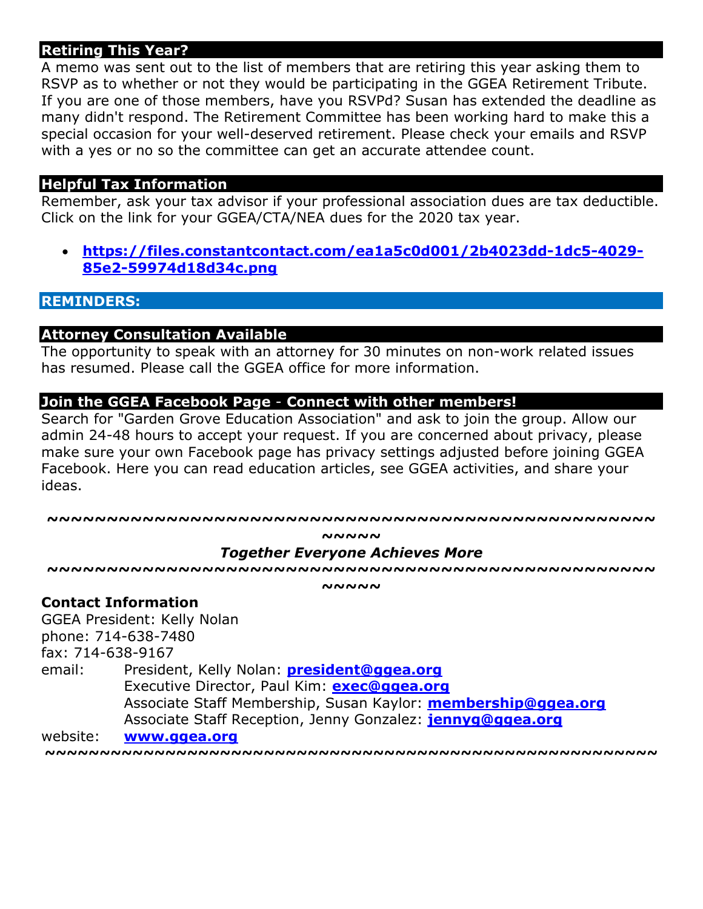## Retiring This Year?

A memo was sent out to the list of members that are retiring this year asking them to RSVP as to whether or not they would be participating in the GGEA Retirement Tribute. If you are one of those members, have you RSVPd? Susan has extended the deadline as many didn't respond. The Retirement Committee has been working hard to make this a special occasion for your well-deserved retirement. Please check your emails and RSVP with a yes or no so the committee can get an accurate attendee count.

## Helpful Tax Information

Remember, ask your tax advisor if your professional association dues are tax deductible. Click on the link for your GGEA/CTA/NEA dues for the 2020 tax year.

- **https://files.constantcontact.com/ea1a5c0d001/2b4023dd-1dc5-4029-85e2-59974d18d34c.png**

## REMINDERS:

## Attorney Consultation Available

The opportunity to speak with an attorney for 30 minutes on non-work related issues has resumed. Please call the GGEA office for more information.

## Join the GGEA Facebook Page - Connect with other members!

Search for "Garden Grove Education Association" and ask to join the group. Allow our admin 24-48 hours to accept your request. If you are concerned about privacy, please make sure your own Facebook page has privacy settings adjusted before joining GGEA Facebook. Here you can read education articles, see GGEA activities, and share your ideas.

~~~~~~~~~~~~~~~~~~~~~~~~~~~~~~~~~~~~~~~~~~~~~~~~~~~~~

***Together Everyone Achieves More***

~~~~~~~~~~~~~~~~~~~~~~~~~~~~~~~~~~~~~~~~~~~~~~~~~~~~~

**Contact Information**

GGEA President: Kelly Nolan
phone: 714-638-7480
fax: 714-638-9167
email: President, Kelly Nolan: **president@ggea.org**
Executive Director, Paul Kim: **exec@ggea.org**
Associate Staff Membership, Susan Kaylor: **membership@ggea.org**
Associate Staff Reception, Jenny Gonzalez: **jennyg@ggea.org**
website: **www.ggea.org**

~~~~~~~~~~~~~~~~~~~~~~~~~~~~~~~~~~~~~~~~~~~~~~~~~~~~~